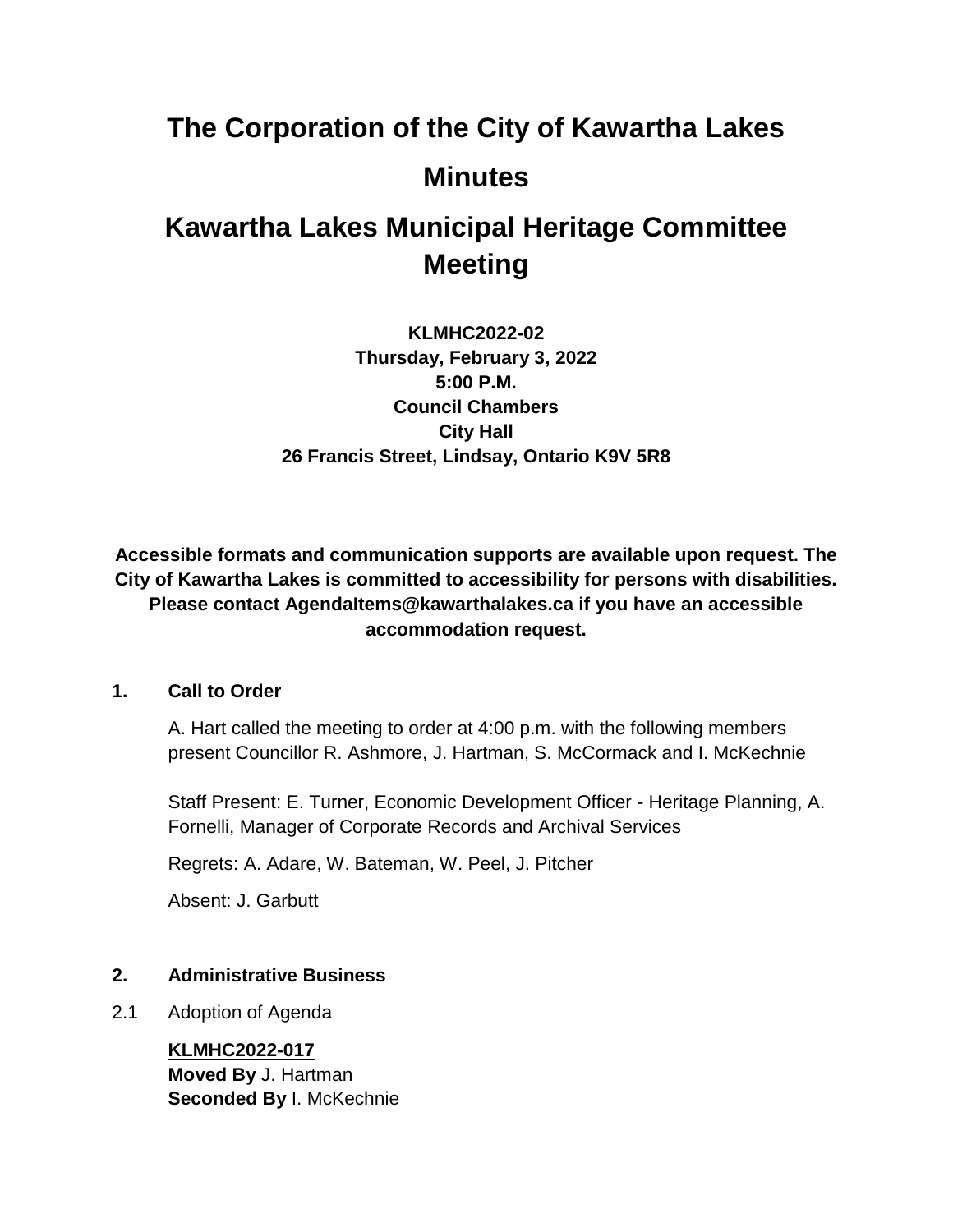# The Corporation of the City of Kawartha Lakes

# Minutes

# Kawartha Lakes Municipal Heritage Committee Meeting

**KLMHC2022-02**
**Thursday, February 3, 2022**
**5:00 P.M.**
**Council Chambers**
**City Hall**
**26 Francis Street, Lindsay, Ontario K9V 5R8**

**Accessible formats and communication supports are available upon request. The City of Kawartha Lakes is committed to accessibility for persons with disabilities. Please contact AgendaItems@kawarthalakes.ca if you have an accessible accommodation request.**

## 1. Call to Order

A. Hart called the meeting to order at 4:00 p.m. with the following members present Councillor R. Ashmore, J. Hartman, S. McCormack and I. McKechnie

Staff Present: E. Turner, Economic Development Officer - Heritage Planning, A. Fornelli, Manager of Corporate Records and Archival Services

Regrets: A. Adare, W. Bateman, W. Peel, J. Pitcher

Absent: J. Garbutt

## 2. Administrative Business

2.1 Adoption of Agenda

**KLMHC2022-017**
**Moved By** J. Hartman
**Seconded By** I. McKechnie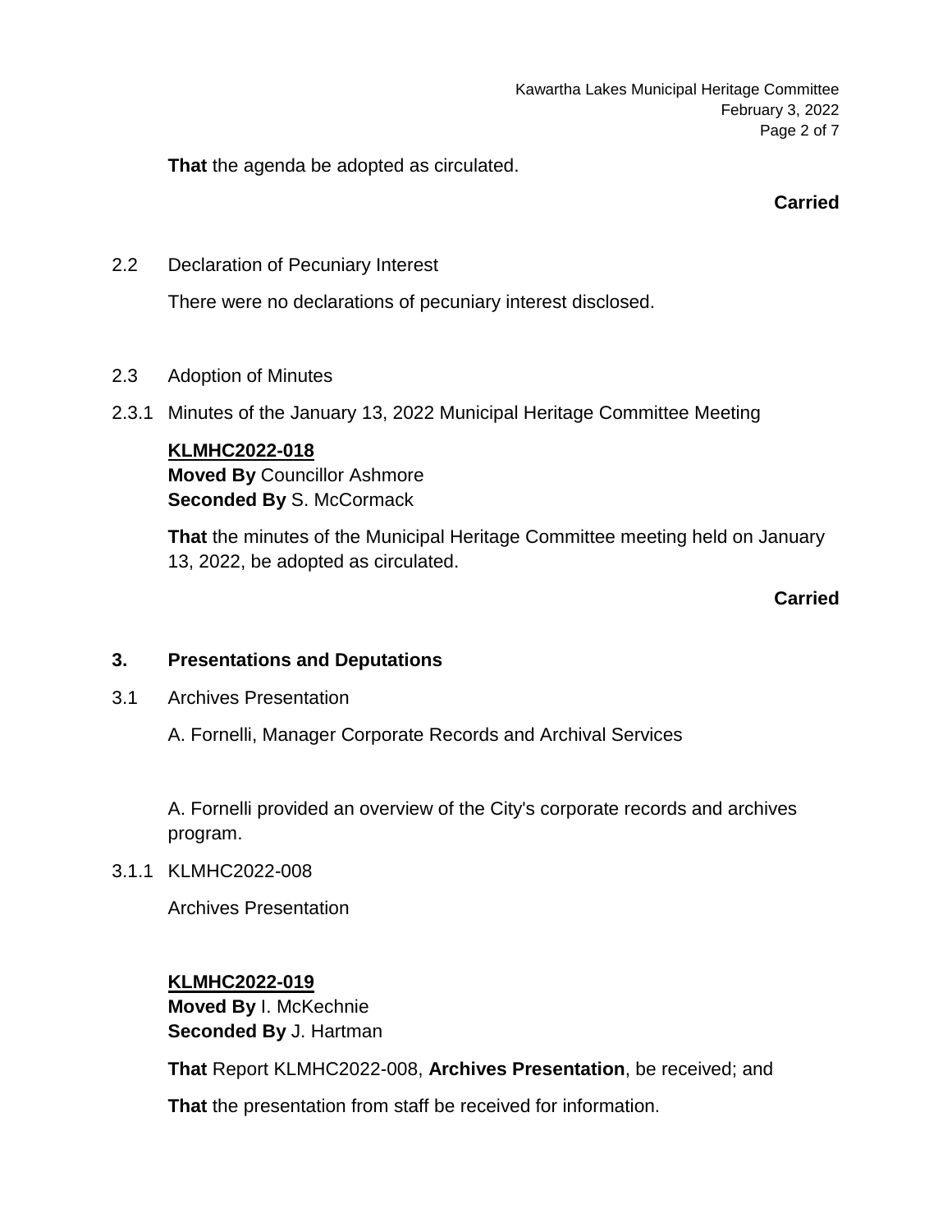**That** the agenda be adopted as circulated.

**Carried**

2.2 Declaration of Pecuniary Interest

There were no declarations of pecuniary interest disclosed.

2.3 Adoption of Minutes

2.3.1 Minutes of the January 13, 2022 Municipal Heritage Committee Meeting

**KLMHC2022-018**
**Moved By** Councillor Ashmore
**Seconded By** S. McCormack

**That** the minutes of the Municipal Heritage Committee meeting held on January 13, 2022, be adopted as circulated.

**Carried**

## 3. Presentations and Deputations

3.1 Archives Presentation

A. Fornelli, Manager Corporate Records and Archival Services

A. Fornelli provided an overview of the City's corporate records and archives program.

3.1.1 KLMHC2022-008

Archives Presentation

**KLMHC2022-019**
**Moved By** I. McKechnie
**Seconded By** J. Hartman

**That** Report KLMHC2022-008, **Archives Presentation**, be received; and

**That** the presentation from staff be received for information.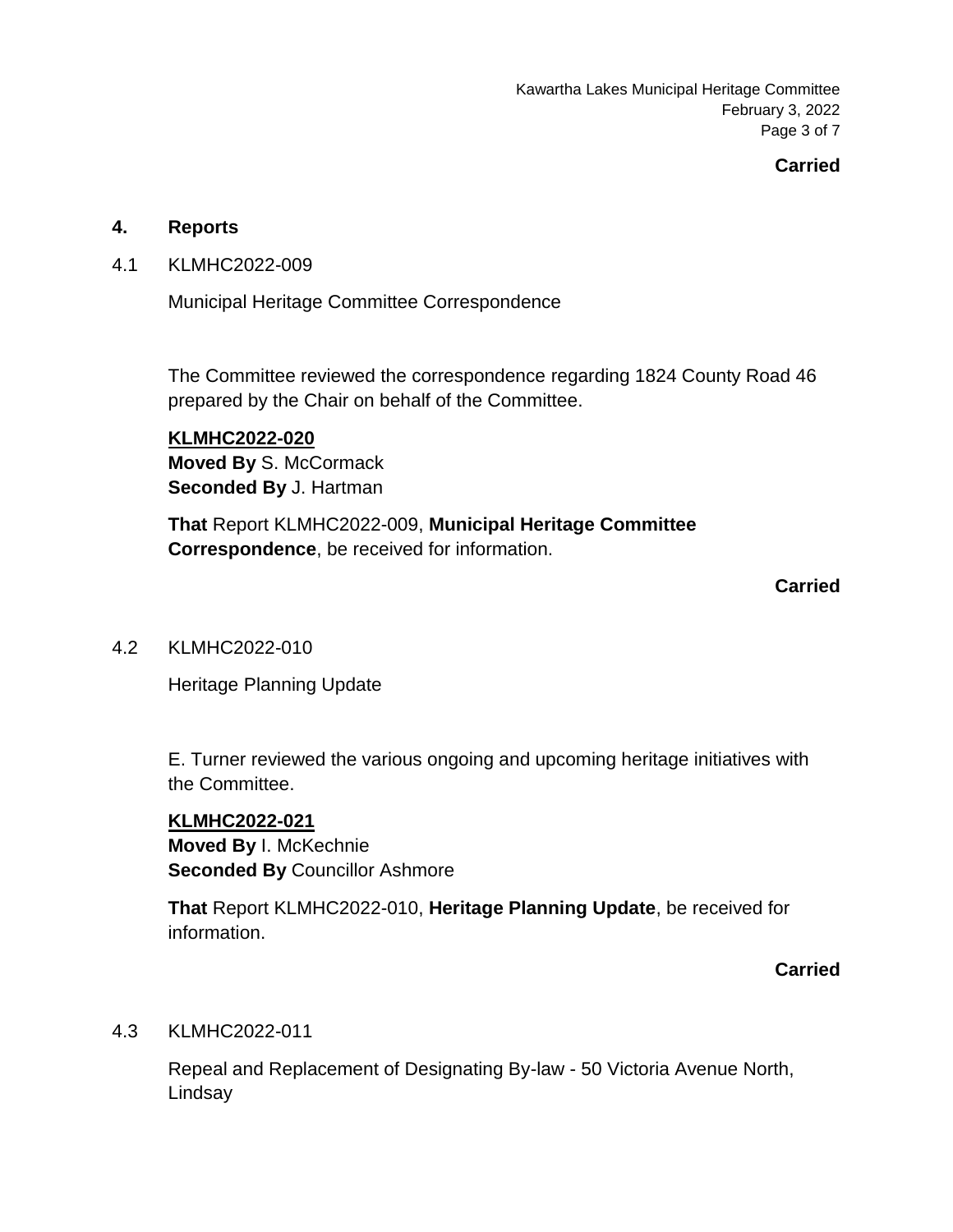**Carried**

## 4. Reports

4.1 KLMHC2022-009

Municipal Heritage Committee Correspondence

The Committee reviewed the correspondence regarding 1824 County Road 46 prepared by the Chair on behalf of the Committee.

**KLMHC2022-020**
**Moved By** S. McCormack
**Seconded By** J. Hartman

**That** Report KLMHC2022-009, **Municipal Heritage Committee Correspondence**, be received for information.

**Carried**

4.2 KLMHC2022-010

Heritage Planning Update

E. Turner reviewed the various ongoing and upcoming heritage initiatives with the Committee.

**KLMHC2022-021**
**Moved By** I. McKechnie
**Seconded By** Councillor Ashmore

**That** Report KLMHC2022-010, **Heritage Planning Update**, be received for information.

**Carried**

4.3 KLMHC2022-011

Repeal and Replacement of Designating By-law - 50 Victoria Avenue North, Lindsay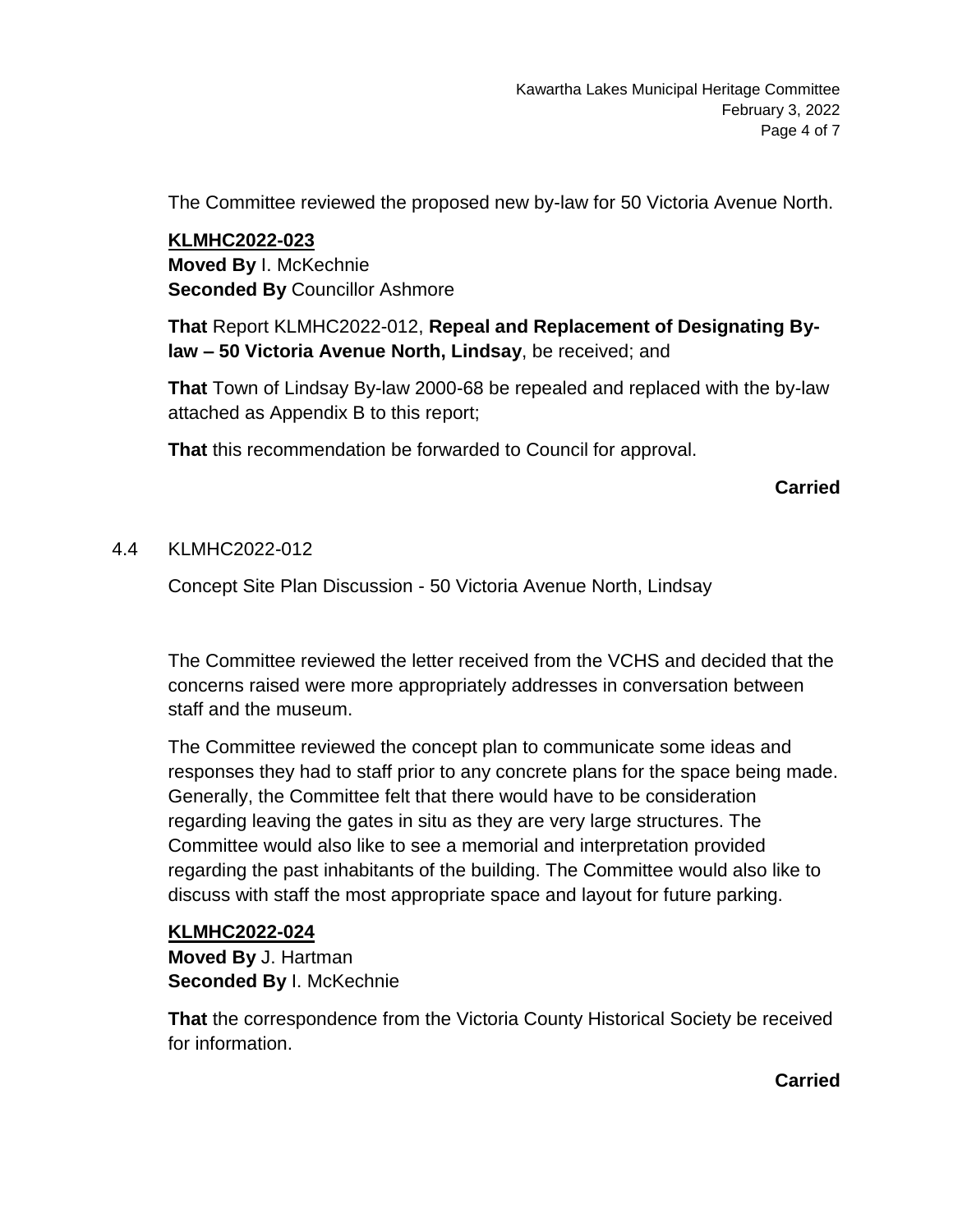The Committee reviewed the proposed new by-law for 50 Victoria Avenue North.

**KLMHC2022-023**
**Moved By** I. McKechnie
**Seconded By** Councillor Ashmore

**That** Report KLMHC2022-012, **Repeal and Replacement of Designating By-law – 50 Victoria Avenue North, Lindsay**, be received; and

**That** Town of Lindsay By-law 2000-68 be repealed and replaced with the by-law attached as Appendix B to this report;

**That** this recommendation be forwarded to Council for approval.

**Carried**

4.4 KLMHC2022-012

Concept Site Plan Discussion - 50 Victoria Avenue North, Lindsay

The Committee reviewed the letter received from the VCHS and decided that the concerns raised were more appropriately addresses in conversation between staff and the museum.

The Committee reviewed the concept plan to communicate some ideas and responses they had to staff prior to any concrete plans for the space being made. Generally, the Committee felt that there would have to be consideration regarding leaving the gates in situ as they are very large structures. The Committee would also like to see a memorial and interpretation provided regarding the past inhabitants of the building. The Committee would also like to discuss with staff the most appropriate space and layout for future parking.

**KLMHC2022-024**
**Moved By** J. Hartman
**Seconded By** I. McKechnie

**That** the correspondence from the Victoria County Historical Society be received for information.

**Carried**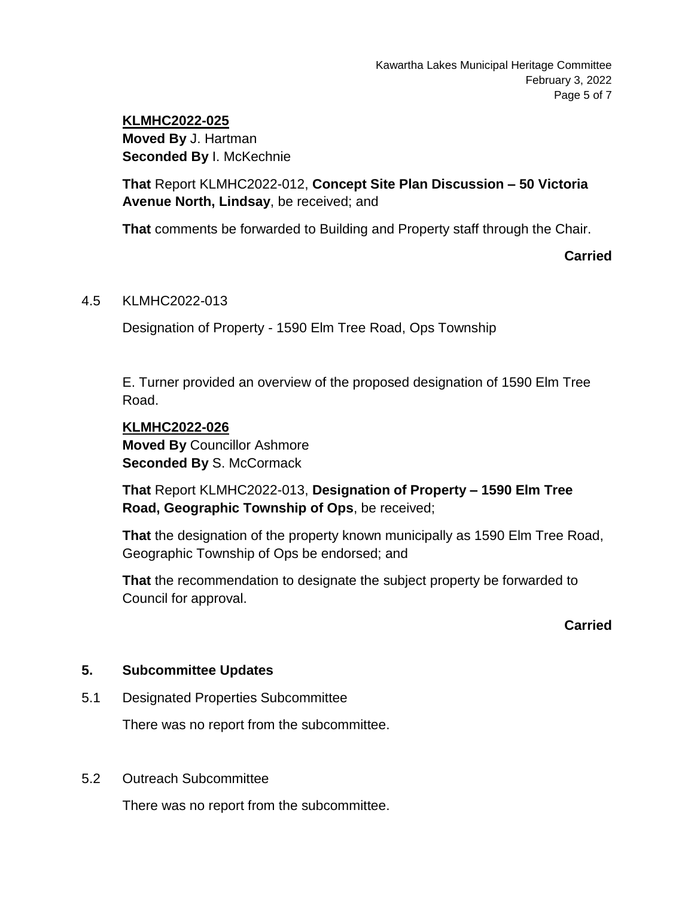**KLMHC2022-025**
**Moved By** J. Hartman
**Seconded By** I. McKechnie

**That** Report KLMHC2022-012, **Concept Site Plan Discussion – 50 Victoria Avenue North, Lindsay**, be received; and

**That** comments be forwarded to Building and Property staff through the Chair.

**Carried**

4.5 KLMHC2022-013

Designation of Property - 1590 Elm Tree Road, Ops Township

E. Turner provided an overview of the proposed designation of 1590 Elm Tree Road.

**KLMHC2022-026**
**Moved By** Councillor Ashmore
**Seconded By** S. McCormack

**That** Report KLMHC2022-013, **Designation of Property – 1590 Elm Tree Road, Geographic Township of Ops**, be received;

**That** the designation of the property known municipally as 1590 Elm Tree Road, Geographic Township of Ops be endorsed; and

**That** the recommendation to designate the subject property be forwarded to Council for approval.

**Carried**

## 5. Subcommittee Updates

5.1 Designated Properties Subcommittee

There was no report from the subcommittee.

5.2 Outreach Subcommittee

There was no report from the subcommittee.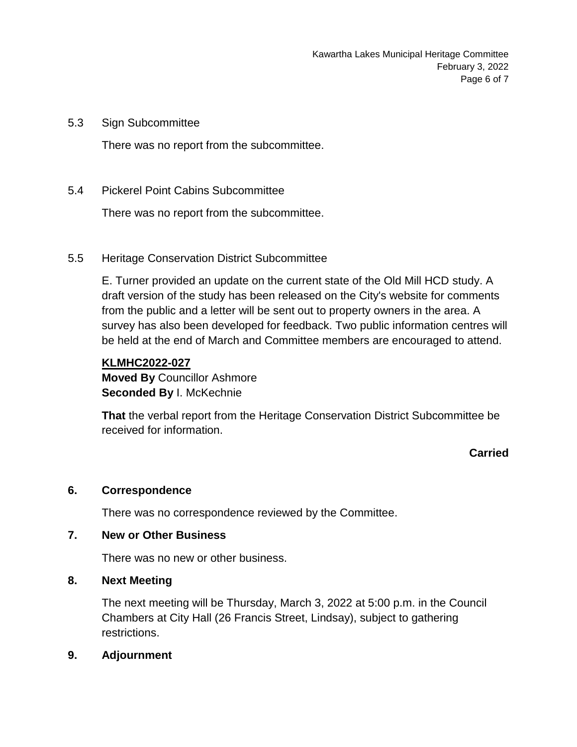### 5.3 Sign Subcommittee

There was no report from the subcommittee.

### 5.4 Pickerel Point Cabins Subcommittee

There was no report from the subcommittee.

### 5.5 Heritage Conservation District Subcommittee

E. Turner provided an update on the current state of the Old Mill HCD study. A draft version of the study has been released on the City's website for comments from the public and a letter will be sent out to property owners in the area. A survey has also been developed for feedback. Two public information centres will be held at the end of March and Committee members are encouraged to attend.

**KLMHC2022-027**
**Moved By** Councillor Ashmore
**Seconded By** I. McKechnie

**That** the verbal report from the Heritage Conservation District Subcommittee be received for information.

**Carried**

## 6. Correspondence

There was no correspondence reviewed by the Committee.

## 7. New or Other Business

There was no new or other business.

## 8. Next Meeting

The next meeting will be Thursday, March 3, 2022 at 5:00 p.m. in the Council Chambers at City Hall (26 Francis Street, Lindsay), subject to gathering restrictions.

## 9. Adjournment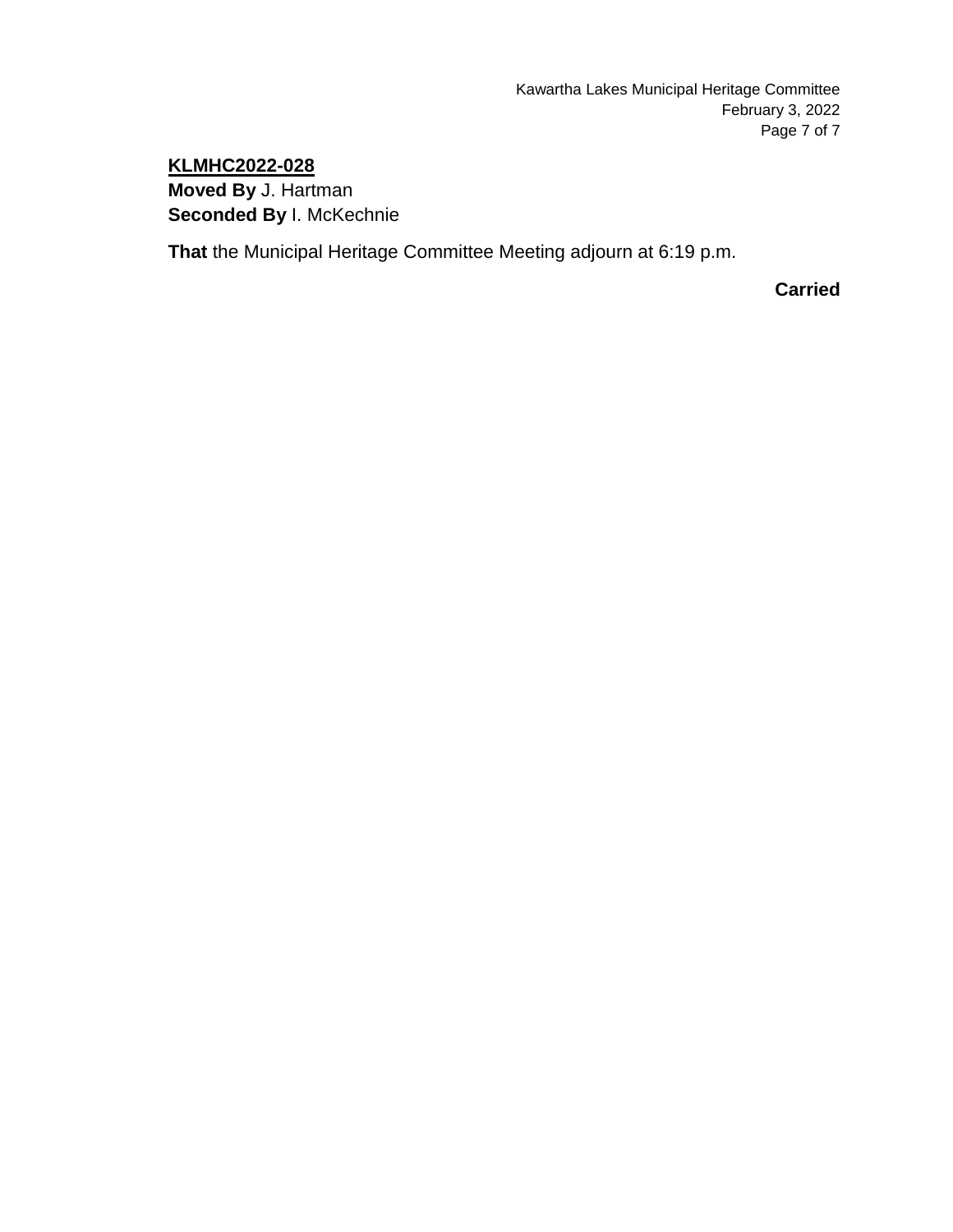**KLMHC2022-028**
**Moved By** J. Hartman
**Seconded By** I. McKechnie

**That** the Municipal Heritage Committee Meeting adjourn at 6:19 p.m.

**Carried**